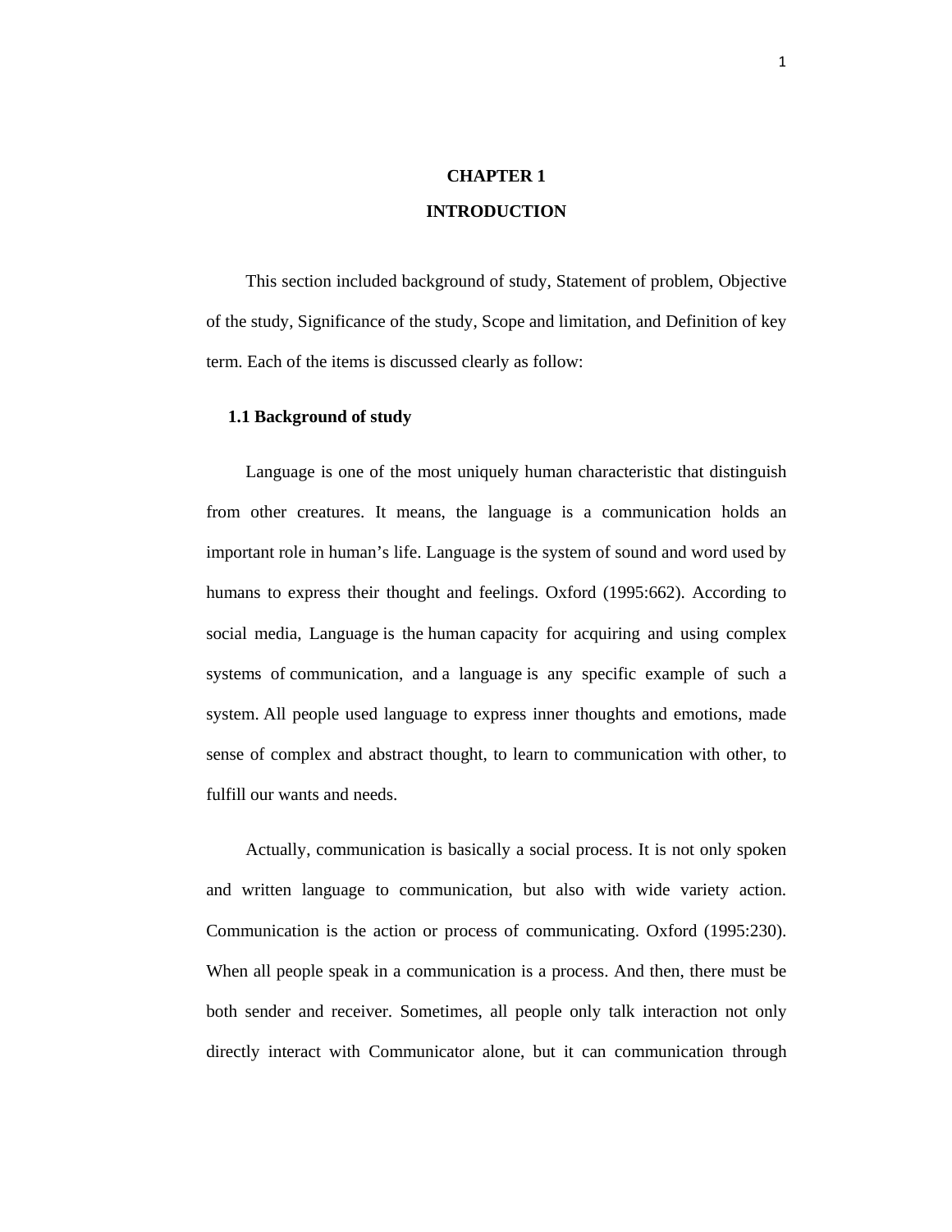# CHAPTER 1

# INTRODUCTION

This section included background of study, Statement of problem, Objective of the study, Significance of the study, Scope and limitation, and Definition of key term. Each of the items is discussed clearly as follow:

## 1.1 Background of study

Language is one of the most uniquely human characteristic that distinguish from other creatures. It means, the language is a communication holds an important role in human's life. Language is the system of sound and word used by humans to express their thought and feelings. Oxford (1995:662). According to social media, Language is the human capacity for acquiring and using complex systems of communication, and a language is any specific example of such a system. All people used language to express inner thoughts and emotions, made sense of complex and abstract thought, to learn to communication with other, to fulfill our wants and needs.

Actually, communication is basically a social process. It is not only spoken and written language to communication, but also with wide variety action. Communication is the action or process of communicating. Oxford (1995:230). When all people speak in a communication is a process. And then, there must be both sender and receiver. Sometimes, all people only talk interaction not only directly interact with Communicator alone, but it can communication through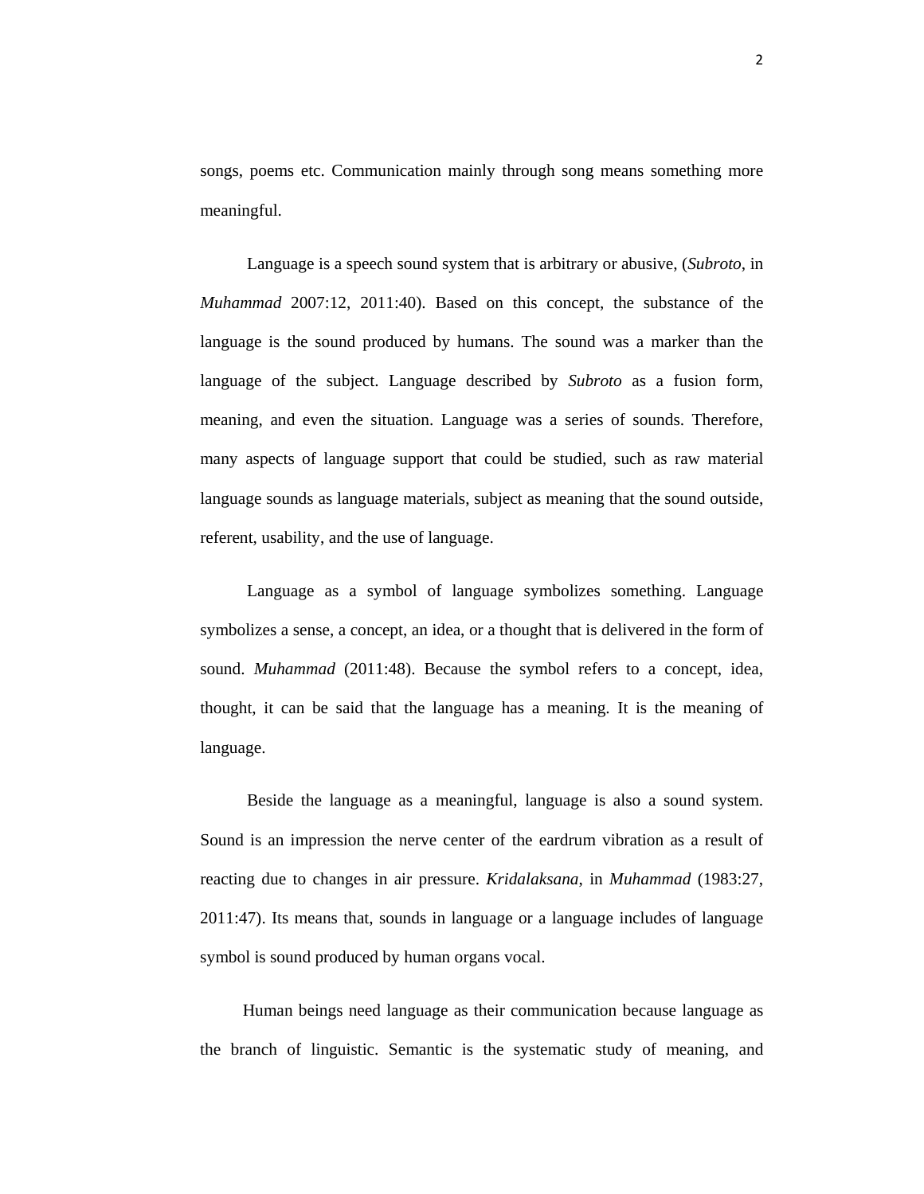songs, poems etc. Communication mainly through song means something more meaningful.

Language is a speech sound system that is arbitrary or abusive, (*Subroto*, in *Muhammad* 2007:12, 2011:40). Based on this concept, the substance of the language is the sound produced by humans. The sound was a marker than the language of the subject. Language described by *Subroto* as a fusion form, meaning, and even the situation. Language was a series of sounds. Therefore, many aspects of language support that could be studied, such as raw material language sounds as language materials, subject as meaning that the sound outside, referent, usability, and the use of language.

Language as a symbol of language symbolizes something. Language symbolizes a sense, a concept, an idea, or a thought that is delivered in the form of sound. *Muhammad* (2011:48). Because the symbol refers to a concept, idea, thought, it can be said that the language has a meaning. It is the meaning of language.

Beside the language as a meaningful, language is also a sound system. Sound is an impression the nerve center of the eardrum vibration as a result of reacting due to changes in air pressure. *Kridalaksana*, in *Muhammad* (1983:27, 2011:47). Its means that, sounds in language or a language includes of language symbol is sound produced by human organs vocal.

Human beings need language as their communication because language as the branch of linguistic. Semantic is the systematic study of meaning, and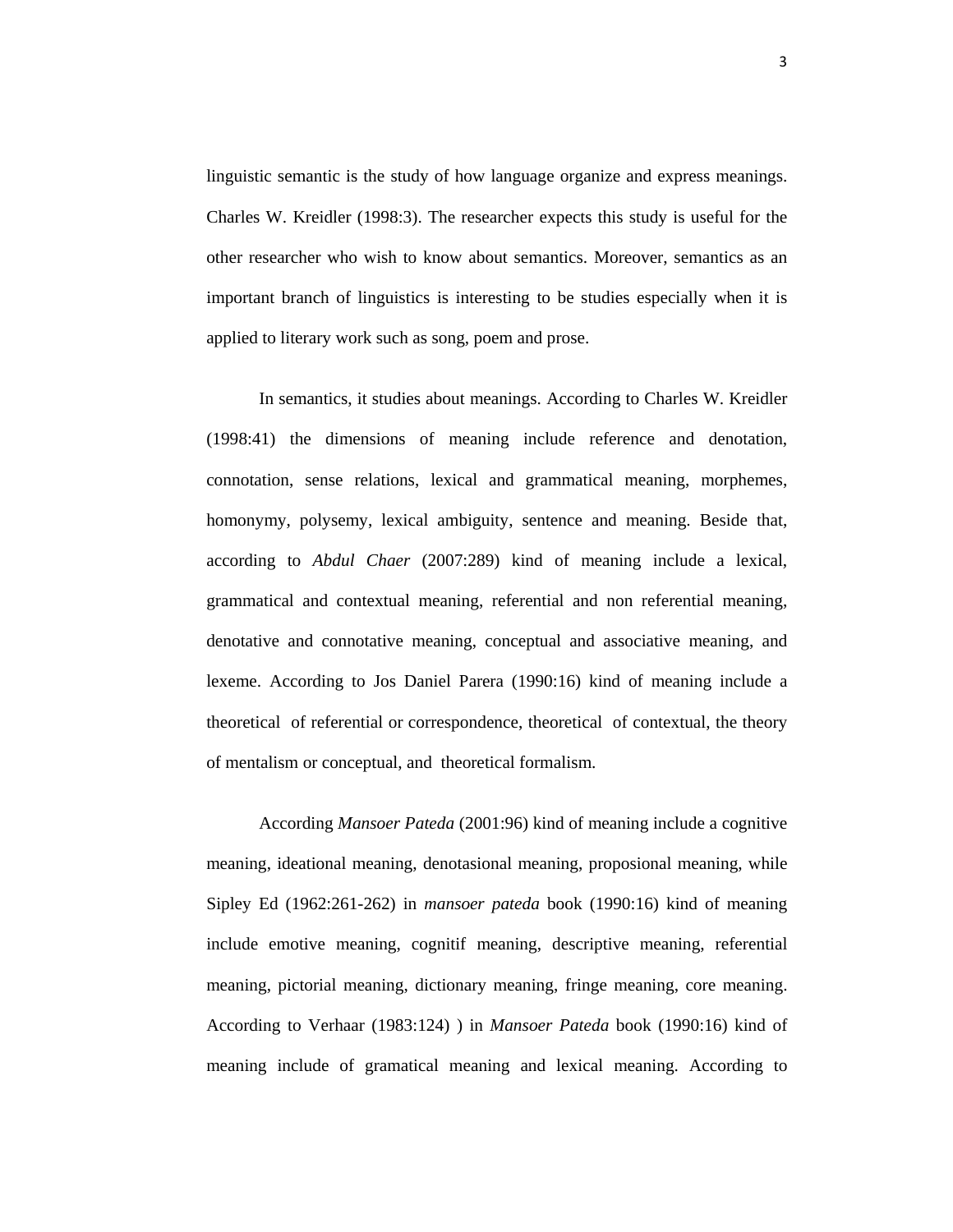linguistic semantic is the study of how language organize and express meanings. Charles W. Kreidler (1998:3). The researcher expects this study is useful for the other researcher who wish to know about semantics. Moreover, semantics as an important branch of linguistics is interesting to be studies especially when it is applied to literary work such as song, poem and prose.

In semantics, it studies about meanings. According to Charles W. Kreidler (1998:41) the dimensions of meaning include reference and denotation, connotation, sense relations, lexical and grammatical meaning, morphemes, homonymy, polysemy, lexical ambiguity, sentence and meaning. Beside that, according to *Abdul Chaer* (2007:289) kind of meaning include a lexical, grammatical and contextual meaning, referential and non referential meaning, denotative and connotative meaning, conceptual and associative meaning, and lexeme. According to Jos Daniel Parera (1990:16) kind of meaning include a theoretical of referential or correspondence, theoretical of contextual, the theory of mentalism or conceptual, and theoretical formalism.

According *Mansoer Pateda* (2001:96) kind of meaning include a cognitive meaning, ideational meaning, denotasional meaning, proposional meaning, while Sipley Ed (1962:261-262) in *mansoer pateda* book (1990:16) kind of meaning include emotive meaning, cognitif meaning, descriptive meaning, referential meaning, pictorial meaning, dictionary meaning, fringe meaning, core meaning. According to Verhaar (1983:124) ) in *Mansoer Pateda* book (1990:16) kind of meaning include of gramatical meaning and lexical meaning. According to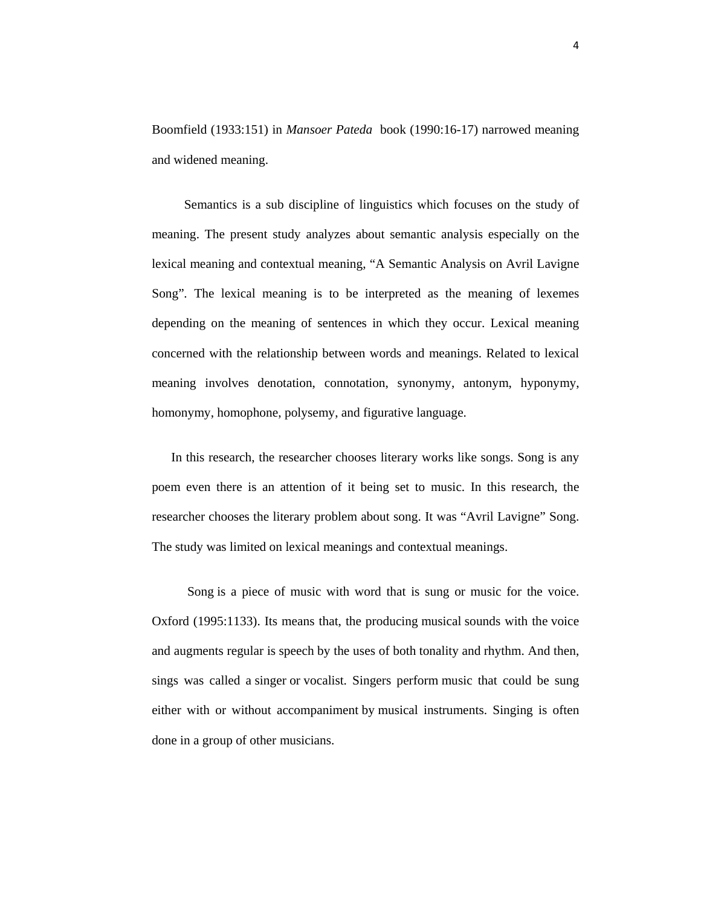Boomfield (1933:151) in *Mansoer Pateda* book (1990:16-17) narrowed meaning and widened meaning.

Semantics is a sub discipline of linguistics which focuses on the study of meaning. The present study analyzes about semantic analysis especially on the lexical meaning and contextual meaning, “A Semantic Analysis on Avril Lavigne Song”. The lexical meaning is to be interpreted as the meaning of lexemes depending on the meaning of sentences in which they occur. Lexical meaning concerned with the relationship between words and meanings. Related to lexical meaning involves denotation, connotation, synonymy, antonym, hyponymy, homonymy, homophone, polysemy, and figurative language.

In this research, the researcher chooses literary works like songs. Song is any poem even there is an attention of it being set to music. In this research, the researcher chooses the literary problem about song. It was “Avril Lavigne” Song. The study was limited on lexical meanings and contextual meanings.

Song is a piece of music with word that is sung or music for the voice. Oxford (1995:1133). Its means that, the producing musical sounds with the voice and augments regular is speech by the uses of both tonality and rhythm. And then, sings was called a singer or vocalist. Singers perform music that could be sung either with or without accompaniment by musical instruments. Singing is often done in a group of other musicians.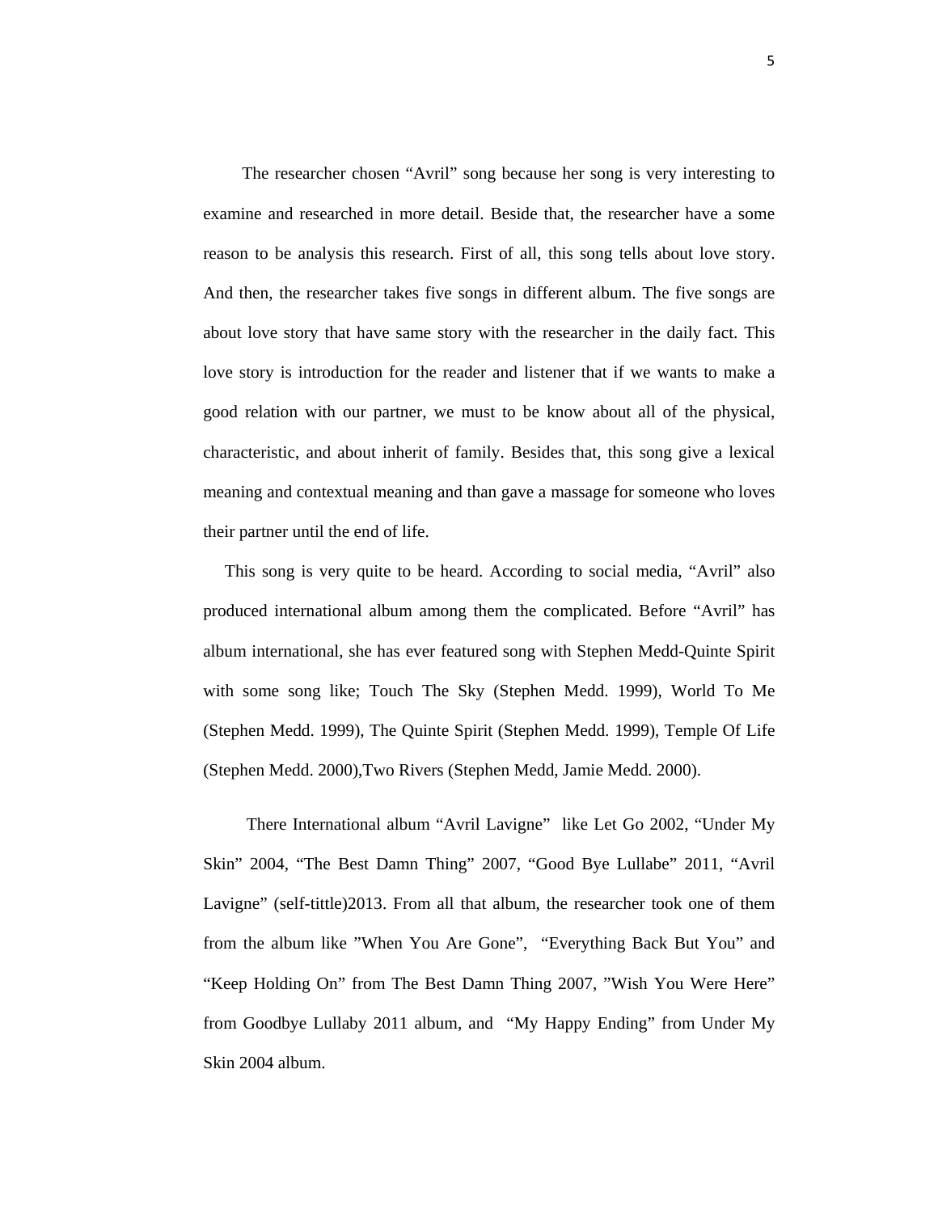The researcher chosen “Avril” song because her song is very interesting to examine and researched in more detail. Beside that, the researcher have a some reason to be analysis this research. First of all, this song tells about love story. And then, the researcher takes five songs in different album. The five songs are about love story that have same story with the researcher in the daily fact. This love story is introduction for the reader and listener that if we wants to make a good relation with our partner, we must to be know about all of the physical, characteristic, and about inherit of family. Besides that, this song give a lexical meaning and contextual meaning and than gave a massage for someone who loves their partner until the end of life.

This song is very quite to be heard. According to social media, “Avril” also produced international album among them the complicated. Before “Avril” has album international, she has ever featured song with Stephen Medd-Quinte Spirit with some song like; Touch The Sky (Stephen Medd. 1999), World To Me (Stephen Medd. 1999), The Quinte Spirit (Stephen Medd. 1999), Temple Of Life (Stephen Medd. 2000),Two Rivers (Stephen Medd, Jamie Medd. 2000).

There International album “Avril Lavigne” like Let Go 2002, “Under My Skin” 2004, “The Best Damn Thing” 2007, “Good Bye Lullabe” 2011, “Avril Lavigne” (self-tittle)2013. From all that album, the researcher took one of them from the album like ”When You Are Gone”, “Everything Back But You” and “Keep Holding On” from The Best Damn Thing 2007, ”Wish You Were Here” from Goodbye Lullaby 2011 album, and “My Happy Ending” from Under My Skin 2004 album.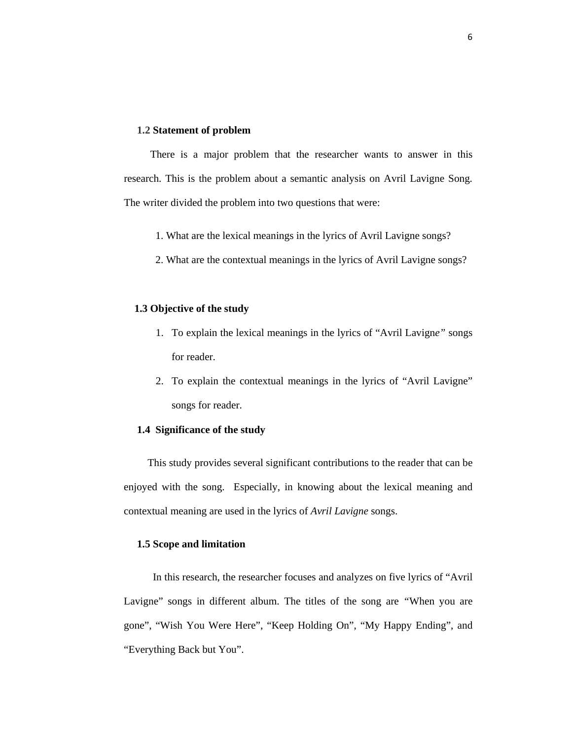### 1.2 Statement of problem

There is a major problem that the researcher wants to answer in this research. This is the problem about a semantic analysis on Avril Lavigne Song. The writer divided the problem into two questions that were:

1. What are the lexical meanings in the lyrics of Avril Lavigne songs?
2. What are the contextual meanings in the lyrics of Avril Lavigne songs?

### 1.3 Objective of the study

1. To explain the lexical meanings in the lyrics of "Avril Lavigne" songs for reader.
2. To explain the contextual meanings in the lyrics of "Avril Lavigne" songs for reader.

### 1.4 Significance of the study

This study provides several significant contributions to the reader that can be enjoyed with the song. Especially, in knowing about the lexical meaning and contextual meaning are used in the lyrics of *Avril Lavigne* songs.

### 1.5 Scope and limitation

In this research, the researcher focuses and analyzes on five lyrics of "Avril Lavigne" songs in different album. The titles of the song are "When you are gone", "Wish You Were Here", "Keep Holding On", "My Happy Ending", and "Everything Back but You".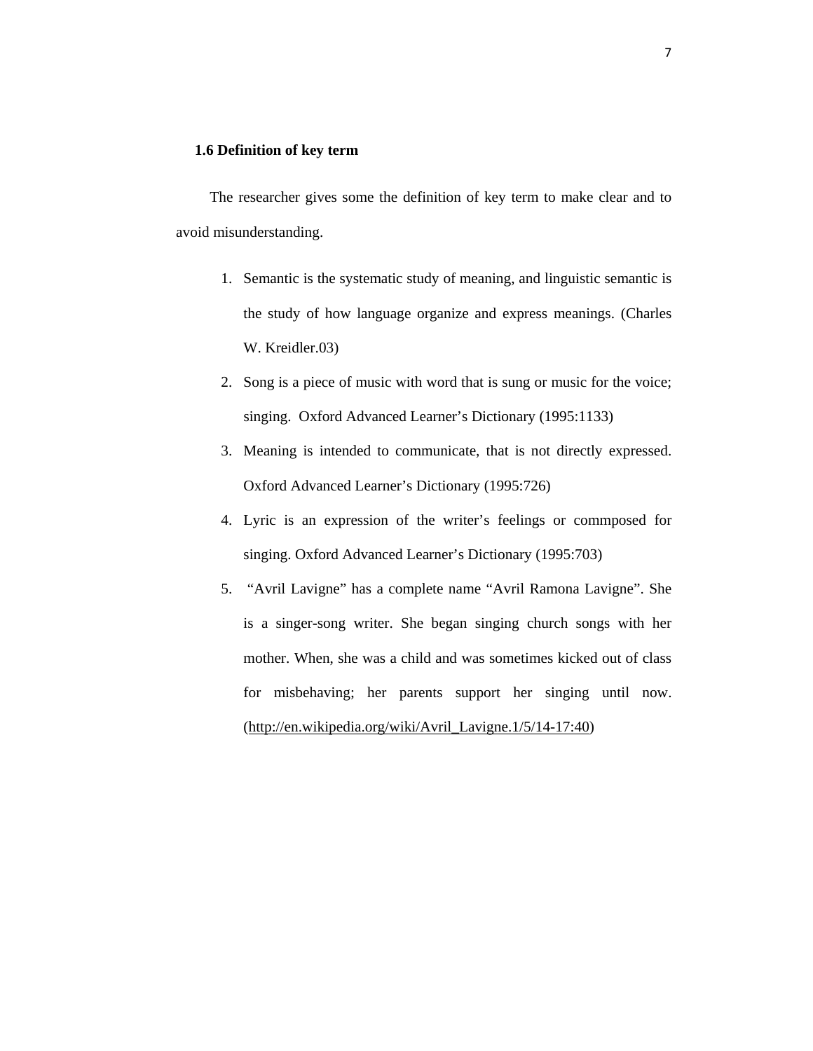### 1.6 Definition of key term

The researcher gives some the definition of key term to make clear and to avoid misunderstanding.

1. Semantic is the systematic study of meaning, and linguistic semantic is the study of how language organize and express meanings. (Charles W. Kreidler.03)
2. Song is a piece of music with word that is sung or music for the voice; singing. Oxford Advanced Learner's Dictionary (1995:1133)
3. Meaning is intended to communicate, that is not directly expressed. Oxford Advanced Learner's Dictionary (1995:726)
4. Lyric is an expression of the writer's feelings or commposed for singing. Oxford Advanced Learner's Dictionary (1995:703)
5. "Avril Lavigne" has a complete name "Avril Ramona Lavigne". She is a singer-song writer. She began singing church songs with her mother. When, she was a child and was sometimes kicked out of class for misbehaving; her parents support her singing until now. (http://en.wikipedia.org/wiki/Avril_Lavigne.1/5/14-17:40)